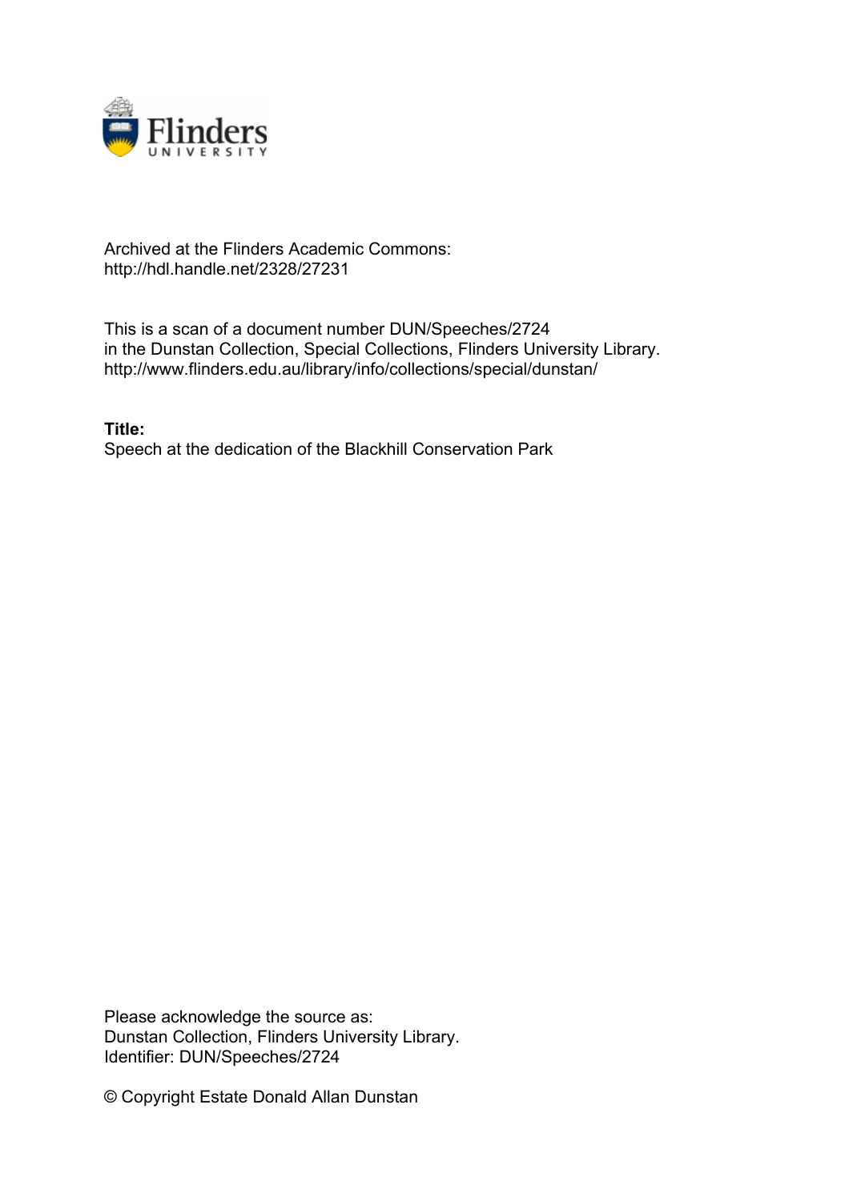Archived at the Flinders Academic Commons:
http://hdl.handle.net/2328/27231

This is a scan of a document number DUN/Speeches/2724
in the Dunstan Collection, Special Collections, Flinders University Library.
http://www.flinders.edu.au/library/info/collections/special/dunstan/

**Title:**
Speech at the dedication of the Blackhill Conservation Park

Please acknowledge the source as:
Dunstan Collection, Flinders University Library.
Identifier: DUN/Speeches/2724

© Copyright Estate Donald Allan Dunstan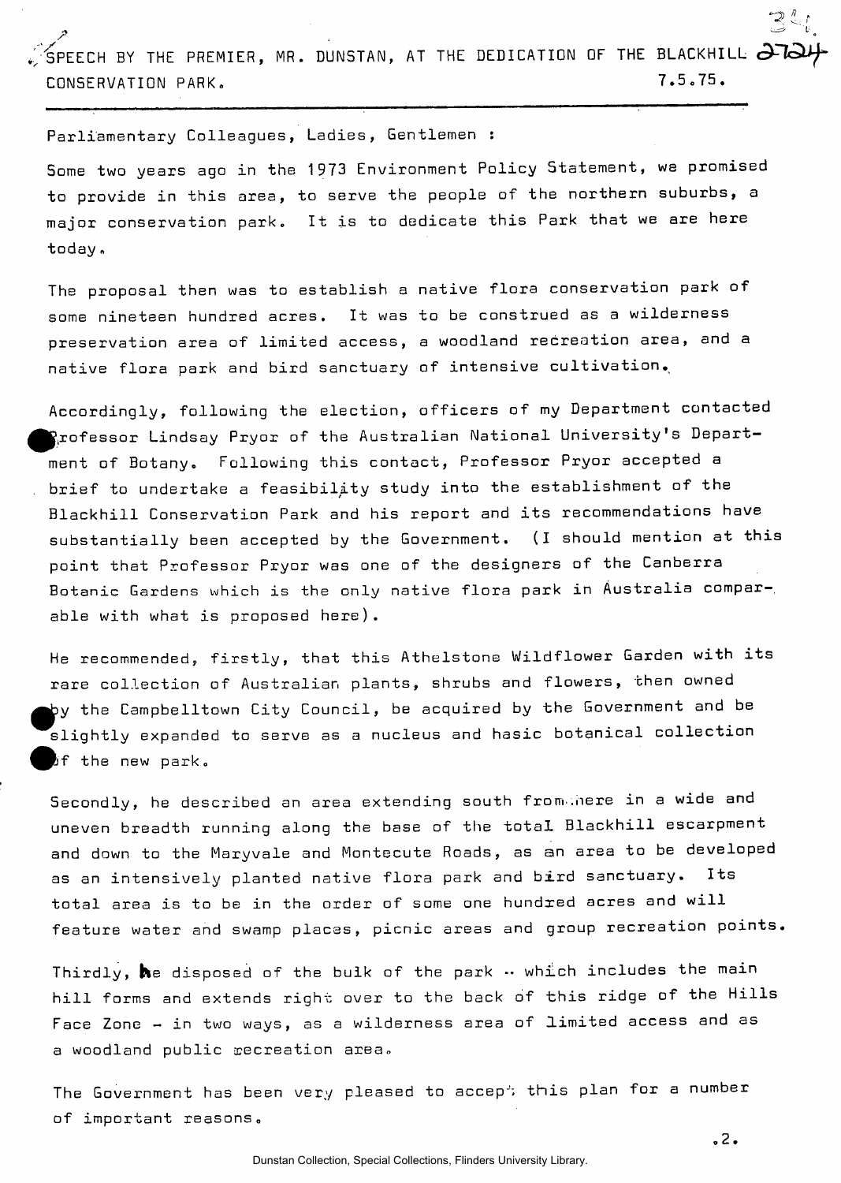SPEECH BY THE PREMIER, MR. DUNSTAN, AT THE DEDICATION OF THE BLACKHILL CONSERVATION PARK. 7.5.75.

---

Parliamentary Colleagues, Ladies, Gentlemen :

Some two years ago in the 1973 Environment Policy Statement, we promised to provide in this area, to serve the people of the northern suburbs, a major conservation park. It is to dedicate this Park that we are here today.

The proposal then was to establish a native flora conservation park of some nineteen hundred acres. It was to be construed as a wilderness preservation area of limited access, a woodland recreation area, and a native flora park and bird sanctuary of intensive cultivation.

Accordingly, following the election, officers of my Department contacted Professor Lindsay Pryor of the Australian National University's Department of Botany. Following this contact, Professor Pryor accepted a brief to undertake a feasibility study into the establishment of the Blackhill Conservation Park and his report and its recommendations have substantially been accepted by the Government. (I should mention at this point that Professor Pryor was one of the designers of the Canberra Botanic Gardens which is the only native flora park in Australia comparable with what is proposed here).

He recommended, firstly, that this Athelstone Wildflower Garden with its rare collection of Australian plants, shrubs and flowers, then owned by the Campbelltown City Council, be acquired by the Government and be slightly expanded to serve as a nucleus and basic botanical collection of the new park.

Secondly, he described an area extending south from here in a wide and uneven breadth running along the base of the total Blackhill escarpment and down to the Maryvale and Montecute Roads, as an area to be developed as an intensively planted native flora park and bird sanctuary. Its total area is to be in the order of some one hundred acres and will feature water and swamp places, picnic areas and group recreation points.

Thirdly, he disposed of the bulk of the park -- which includes the main hill forms and extends right over to the back of this ridge of the Hills Face Zone - in two ways, as a wilderness area of limited access and as a woodland public recreation area.

The Government has been very pleased to accept this plan for a number of important reasons.

.2.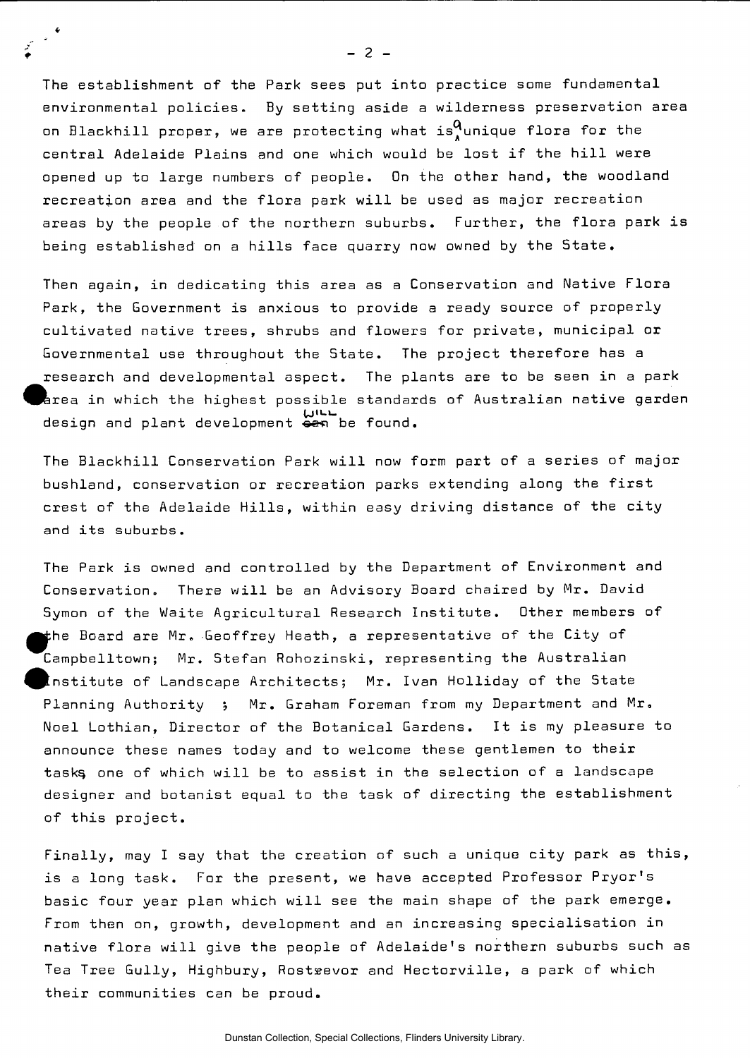The establishment of the Park sees put into practice some fundamental environmental policies. By setting aside a wilderness preservation area on Blackhill proper, we are protecting what is a unique flora for the central Adelaide Plains and one which would be lost if the hill were opened up to large numbers of people. On the other hand, the woodland recreation area and the flora park will be used as major recreation areas by the people of the northern suburbs. Further, the flora park is being established on a hills face quarry now owned by the State.

Then again, in dedicating this area as a Conservation and Native Flora Park, the Government is anxious to provide a ready source of properly cultivated native trees, shrubs and flowers for private, municipal or Governmental use throughout the State. The project therefore has a research and developmental aspect. The plants are to be seen in a park area in which the highest possible standards of Australian native garden design and plant development will be found.

The Blackhill Conservation Park will now form part of a series of major bushland, conservation or recreation parks extending along the first crest of the Adelaide Hills, within easy driving distance of the city and its suburbs.

The Park is owned and controlled by the Department of Environment and Conservation. There will be an Advisory Board chaired by Mr. David Symon of the Waite Agricultural Research Institute. Other members of the Board are Mr. Geoffrey Heath, a representative of the City of Campbelltown; Mr. Stefan Rohozinski, representing the Australian Institute of Landscape Architects; Mr. Ivan Holliday of the State Planning Authority ; Mr. Graham Foreman from my Department and Mr. Noel Lothian, Director of the Botanical Gardens. It is my pleasure to announce these names today and to welcome these gentlemen to their tasks, one of which will be to assist in the selection of a landscape designer and botanist equal to the task of directing the establishment of this project.

Finally, may I say that the creation of such a unique city park as this, is a long task. For the present, we have accepted Professor Pryor's basic four year plan which will see the main shape of the park emerge. From then on, growth, development and an increasing specialisation in native flora will give the people of Adelaide's northern suburbs such as Tea Tree Gully, Highbury, Rostrevor and Hectorville, a park of which their communities can be proud.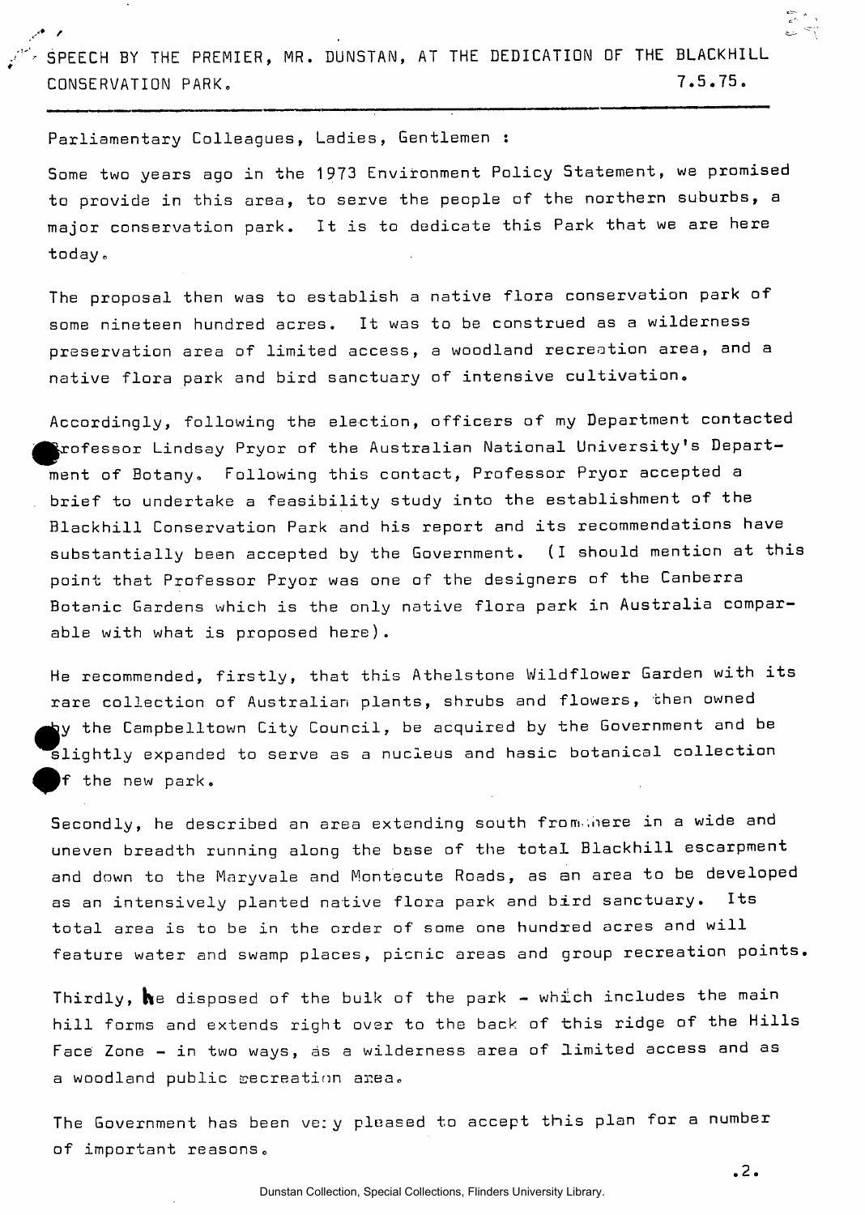SPEECH BY THE PREMIER, MR. DUNSTAN, AT THE DEDICATION OF THE BLACKHILL CONSERVATION PARK. 7.5.75.

---

Parliamentary Colleagues, Ladies, Gentlemen :

Some two years ago in the 1973 Environment Policy Statement, we promised to provide in this area, to serve the people of the northern suburbs, a major conservation park. It is to dedicate this Park that we are here today.

The proposal then was to establish a native flora conservation park of some nineteen hundred acres. It was to be construed as a wilderness preservation area of limited access, a woodland recreation area, and a native flora park and bird sanctuary of intensive cultivation.

Accordingly, following the election, officers of my Department contacted Professor Lindsay Pryor of the Australian National University's Department of Botany. Following this contact, Professor Pryor accepted a brief to undertake a feasibility study into the establishment of the Blackhill Conservation Park and his report and its recommendations have substantially been accepted by the Government. (I should mention at this point that Professor Pryor was one of the designers of the Canberra Botanic Gardens which is the only native flora park in Australia comparable with what is proposed here).

He recommended, firstly, that this Athelstone Wildflower Garden with its rare collection of Australian plants, shrubs and flowers, then owned by the Campbelltown City Council, be acquired by the Government and be slightly expanded to serve as a nucleus and basic botanical collection of the new park.

Secondly, he described an area extending south from here in a wide and uneven breadth running along the base of the total Blackhill escarpment and down to the Maryvale and Montecute Roads, as an area to be developed as an intensively planted native flora park and bird sanctuary. Its total area is to be in the order of some one hundred acres and will feature water and swamp places, picnic areas and group recreation points.

Thirdly, he disposed of the bulk of the park - which includes the main hill forms and extends right over to the back of this ridge of the Hills Face Zone - in two ways, as a wilderness area of limited access and as a woodland public recreation area.

The Government has been very pleased to accept this plan for a number of important reasons.

.2.

Dunstan Collection, Special Collections, Flinders University Library.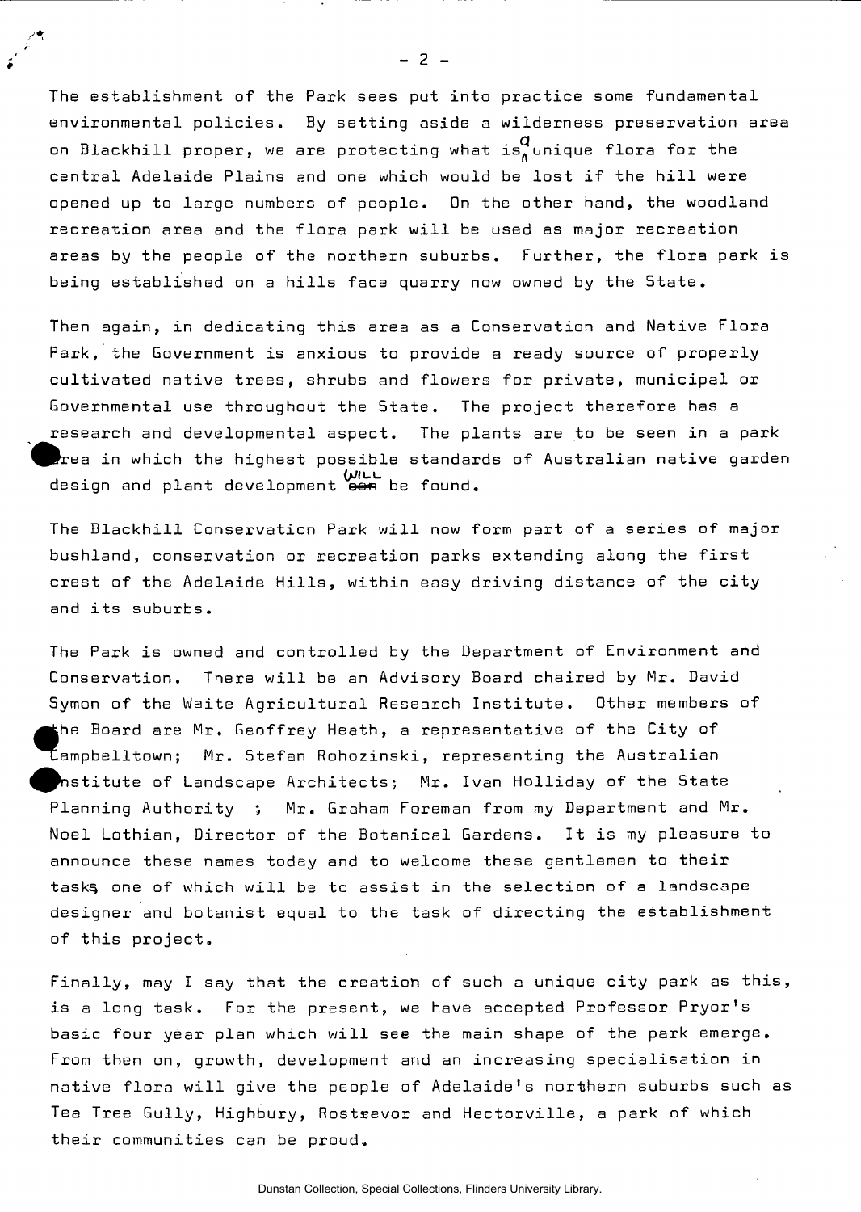The establishment of the Park sees put into practice some fundamental environmental policies. By setting aside a wilderness preservation area on Blackhill proper, we are protecting what is a unique flora for the central Adelaide Plains and one which would be lost if the hill were opened up to large numbers of people. On the other hand, the woodland recreation area and the flora park will be used as major recreation areas by the people of the northern suburbs. Further, the flora park is being established on a hills face quarry now owned by the State.

Then again, in dedicating this area as a Conservation and Native Flora Park, the Government is anxious to provide a ready source of properly cultivated native trees, shrubs and flowers for private, municipal or Governmental use throughout the State. The project therefore has a research and developmental aspect. The plants are to be seen in a park area in which the highest possible standards of Australian native garden design and plant development will be found.

The Blackhill Conservation Park will now form part of a series of major bushland, conservation or recreation parks extending along the first crest of the Adelaide Hills, within easy driving distance of the city and its suburbs.

The Park is owned and controlled by the Department of Environment and Conservation. There will be an Advisory Board chaired by Mr. David Symon of the Waite Agricultural Research Institute. Other members of the Board are Mr. Geoffrey Heath, a representative of the City of Campbelltown; Mr. Stefan Rohozinski, representing the Australian Institute of Landscape Architects; Mr. Ivan Holliday of the State Planning Authority ; Mr. Graham Foreman from my Department and Mr. Noel Lothian, Director of the Botanical Gardens. It is my pleasure to announce these names today and to welcome these gentlemen to their tasks, one of which will be to assist in the selection of a landscape designer and botanist equal to the task of directing the establishment of this project.

Finally, may I say that the creation of such a unique city park as this, is a long task. For the present, we have accepted Professor Pryor's basic four year plan which will see the main shape of the park emerge. From then on, growth, development and an increasing specialisation in native flora will give the people of Adelaide's northern suburbs such as Tea Tree Gully, Highbury, Rostrevor and Hectorville, a park of which their communities can be proud.

Dunstan Collection, Special Collections, Flinders University Library.